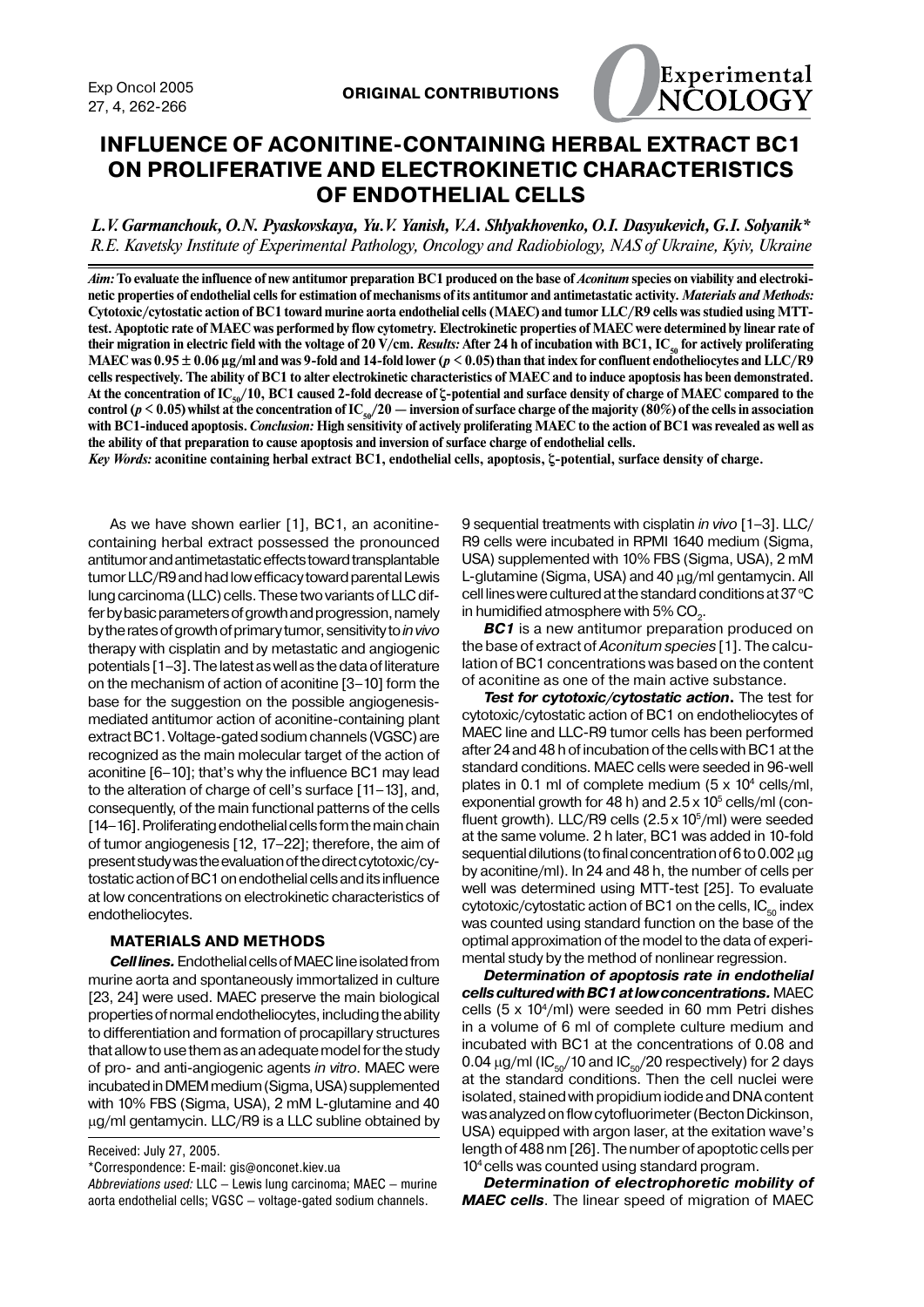ORIGINAL CONTRIBUTIONS

# INFLUENCE OF ACONITINE-CONTAINING HERBAL EXTRACT BC1 ON PROLIFERATIVE AND ELECTROKINETIC CHARACTERISTICS OF ENDOTHELIAL CELLS

*L.V. Garmanchouk, O.N. Pyaskovskaya, Yu.V. Yanish, V.A. Shlyakhovenko, O.I. Dasyukevich, G.I. Solyanik\**

*R.E. Kavetsky Institute of Experimental Pathology, Oncology and Radiobiology, NAS of Ukraine, Kyiv, Ukraine*

***Aim:*** **To evaluate the influence of new antitumor preparation BC1 produced on the base of *Aconitum* species on viability and electrokinetic properties of endothelial cells for estimation of mechanisms of its antitumor and antimetastatic activity. *Materials and Methods:* Cytotoxic/cytostatic action of BC1 toward murine aorta endothelial cells (MAEC) and tumor LLC/R9 cells was studied using MTT-test. Apoptotic rate of MAEC was performed by flow cytometry. Electrokinetic properties of MAEC were determined by linear rate of their migration in electric field with the voltage of 20 V/cm. *Results:* After 24 h of incubation with BC1, $IC_{50}$ for actively proliferating MAEC was $0.95 \pm 0.06$ µg/ml and was 9-fold and 14-fold lower ($p < 0.05$) than that index for confluent endotheliocytes and LLC/R9 cells respectively. The ability of BC1 to alter electrokinetic characteristics of MAEC and to induce apoptosis has been demonstrated. At the concentration of $IC_{50}/10$, BC1 caused 2-fold decrease of ζ-potential and surface density of charge of MAEC compared to the control ($p < 0.05$) whilst at the concentration of $IC_{50}/20$ — inversion of surface charge of the majority (80%) of the cells in association with BC1-induced apoptosis. *Conclusion:* High sensitivity of actively proliferating MAEC to the action of BC1 was revealed as well as the ability of that preparation to cause apoptosis and inversion of surface charge of endothelial cells.**

***Key Words:*** **aconitine containing herbal extract BC1, endothelial cells, apoptosis, ζ-potential, surface density of charge.**

As we have shown earlier [1], BC1, an aconitine-containing herbal extract possessed the pronounced antitumor and antimetastatic effects toward transplantable tumor LLC/R9 and had low efficacy toward parental Lewis lung carcinoma (LLC) cells. These two variants of LLC differ by basic parameters of growth and progression, namely by the rates of growth of primary tumor, sensitivity to *in vivo* therapy with cisplatin and by metastatic and angiogenic potentials [1–3]. The latest as well as the data of literature on the mechanism of action of aconitine [3–10] form the base for the suggestion on the possible angiogenesis-mediated antitumor action of aconitine-containing plant extract BC1. Voltage-gated sodium channels (VGSC) are recognized as the main molecular target of the action of aconitine [6–10]; that's why the influence BC1 may lead to the alteration of charge of cell's surface [11–13], and, consequently, of the main functional patterns of the cells [14–16]. Proliferating endothelial cells form the main chain of tumor angiogenesis [12, 17–22]; therefore, the aim of present study was the evaluation of the direct cytotoxic/cytostatic action of BC1 on endothelial cells and its influence at low concentrations on electrokinetic characteristics of endotheliocytes.

## MATERIALS AND METHODS

***Cell lines.*** Endothelial cells of MAEC line isolated from murine aorta and spontaneously immortalized in culture [23, 24] were used. MAEC preserve the main biological properties of normal endotheliocytes, including the ability to differentiation and formation of procapillary structures that allow to use them as an adequate model for the study of pro- and anti-angiogenic agents *in vitro*. MAEC were incubated in DMEM medium (Sigma, USA) supplemented with 10% FBS (Sigma, USA), 2 mM L-glutamine and 40 µg/ml gentamycin. LLC/R9 is a LLC subline obtained by 9 sequential treatments with cisplatin *in vivo* [1–3]. LLC/R9 cells were incubated in RPMI 1640 medium (Sigma, USA) supplemented with 10% FBS (Sigma, USA), 2 mM L-glutamine (Sigma, USA) and 40 µg/ml gentamycin. All cell lines were cultured at the standard conditions at 37 °C in humidified atmosphere with 5% $CO_2$.

***BC1*** is a new antitumor preparation produced on the base of extract of *Aconitum species* [1]. The calculation of BC1 concentrations was based on the content of aconitine as one of the main active substance.

***Test for cytotoxic/cytostatic action.*** The test for cytotoxic/cytostatic action of BC1 on endotheliocytes of MAEC line and LLC-R9 tumor cells has been performed after 24 and 48 h of incubation of the cells with BC1 at the standard conditions. MAEC cells were seeded in 96-well plates in 0.1 ml of complete medium ($5 \times 10^4$ cells/ml, exponential growth for 48 h) and $2.5 \times 10^5$ cells/ml (confluent growth). LLC/R9 cells ($2.5 \times 10^5$/ml) were seeded at the same volume. 2 h later, BC1 was added in 10-fold sequential dilutions (to final concentration of 6 to 0.002 µg by aconitine/ml). In 24 and 48 h, the number of cells per well was determined using MTT-test [25]. To evaluate cytotoxic/cytostatic action of BC1 on the cells, $IC_{50}$ index was counted using standard function on the base of the optimal approximation of the model to the data of experimental study by the method of nonlinear regression.

***Determination of apoptosis rate in endothelial cells cultured with BC1 at low concentrations.*** MAEC cells ($5 \times 10^4$/ml) were seeded in 60 mm Petri dishes in a volume of 6 ml of complete culture medium and incubated with BC1 at the concentrations of 0.08 and 0.04 µg/ml ($IC_{50}/10$ and $IC_{50}/20$ respectively) for 2 days at the standard conditions. Then the cell nuclei were isolated, stained with propidium iodide and DNA content was analyzed on flow cytofluorimeter (Becton Dickinson, USA) equipped with argon laser, at the exitation wave's length of 488 nm [26]. The number of apoptotic cells per $10^4$ cells was counted using standard program.

***Determination of electrophoretic mobility of MAEC cells***. The linear speed of migration of MAEC

Received: July 27, 2005.

\*Correspondence: E-mail: gis@onconet.kiev.ua

*Abbreviations used:* LLC – Lewis lung carcinoma; MAEC – murine aorta endothelial cells; VGSC – voltage-gated sodium channels.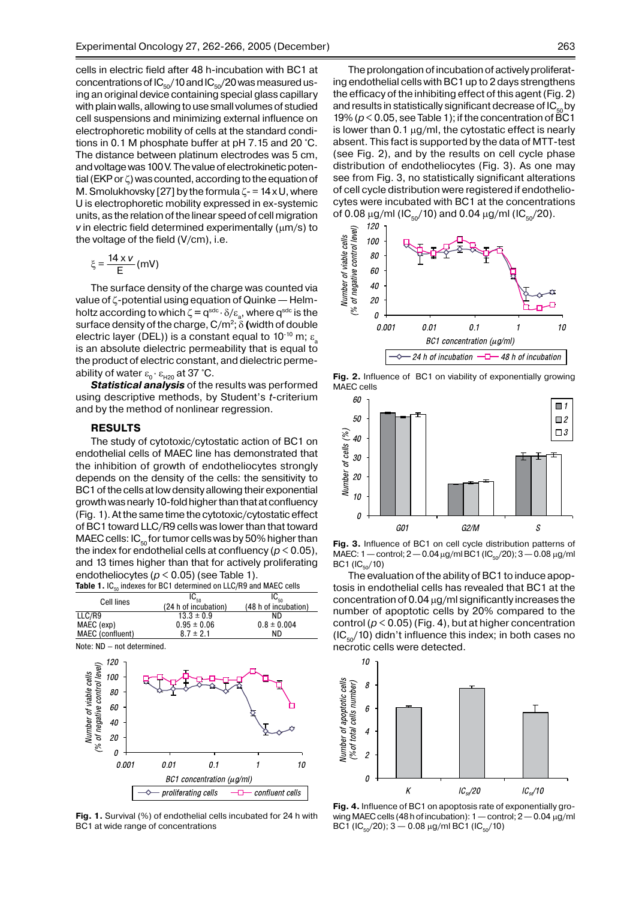cells in electric field after 48 h-incubation with BC1 at concentrations of $IC_{50}/10$ and $IC_{50}/20$ was measured using an original device containing special glass capillary with plain walls, allowing to use small volumes of studied cell suspensions and minimizing external influence on electrophoretic mobility of cells at the standard conditions in 0.1 M phosphate buffer at pH 7.15 and 20 °C. The distance between platinum electrodes was 5 cm, and voltage was 100 V. The value of electrokinetic potential (EKP or $\zeta$) was counted, according to the equation of M. Smolukhovsky [27] by the formula $\zeta = 14 \times U$, where U is electrophoretic mobility expressed in ex-systemic units, as the relation of the linear speed of cell migration $v$ in electric field determined experimentally (μm/s) to the voltage of the field (V/cm), i.e.

$$\xi = \frac{14 \times v}{E} \text{ (mV)}$$

The surface density of the charge was counted via value of $\zeta$-potential using equation of Quinke — Helmholtz according to which $\zeta = q^{sdc} \cdot \delta / \varepsilon_a$, where $q^{sdc}$ is the surface density of the charge, C/m$^2$; $\delta$ **(**width of double electric layer (DEL)) is a constant equal to $10^{-10}$ m; $\varepsilon_a$ is an absolute dielectric permeability that is equal to the product of electric constant, and dielectric permeability of water $\varepsilon_0 \cdot \varepsilon_{H20}$ at 37 °C.

***Statistical analysis*** of the results was performed using descriptive methods, by Student's *t*-criterium and by the method of nonlinear regression.

## RESULTS

The study of cytotoxic/cytostatic action of BC1 on endothelial cells of MAEC line has demonstrated that the inhibition of growth of endotheliocytes strongly depends on the density of the cells: the sensitivity to BC1 of the cells at low density allowing their exponential growth was nearly 10-fold higher than that at confluency (Fig. 1). At the same time the cytotoxic/cytostatic effect of BC1 toward LLC/R9 cells was lower than that toward MAEC cells: $IC_{50}$ for tumor cells was by 50% higher than the index for endothelial cells at confluency ($p < 0.05$), and 13 times higher than that for actively proliferating endotheliocytes ($p < 0.05$) (see Table 1).

**Table 1.** $IC_{50}$ indexes for BC1 determined on LLC/R9 and MAEC cells

| Cell lines | $IC_{50}$ (24 h of incubation) | $IC_{50}$ (48 h of incubation) |
|---|---|---|
| LLC/R9 | 13.3 ± 0.9 | ND |
| MAEC (exp) | 0.95 ± 0.06 | 0.8 ± 0.004 |
| MAEC (confluent) | 8.7 ± 2.1 | ND |

Note: ND – not determined.

**Fig. 1.** Survival (%) of endothelial cells incubated for 24 h with BC1 at wide range of concentrations

The prolongation of incubation of actively proliferating endothelial cells with BC1 up to 2 days strengthens the efficacy of the inhibiting effect of this agent (Fig. 2) and results in statistically significant decrease of $IC_{50}$ by 19% ($p < 0.05$, see Table 1); if the concentration of BC1 is lower than 0.1 μg/ml, the cytostatic effect is nearly absent. This fact is supported by the data of MTT-test (see Fig. 2), and by the results on cell cycle phase distribution of endotheliocytes (Fig. 3). As one may see from Fig. 3, no statistically significant alterations of cell cycle distribution were registered if endotheliocytes were incubated with BC1 at the concentrations of 0.08 μg/ml ($IC_{50}/10$) and 0.04 μg/ml ($IC_{50}/20$).

**Fig. 2.** Influence of BC1 on viability of exponentially growing MAEC cells

**Fig. 3.** Influence of BC1 on cell cycle distribution patterns of MAEC: 1 — control; 2 — 0.04 μg/ml BC1 ($IC_{50}/20$); 3 — 0.08 μg/ml BC1 ($IC_{50}/10$)

The evaluation of the ability of BC1 to induce apoptosis in endothelial cells has revealed that BC1 at the concentration of 0.04 μg/ml significantly increases the number of apoptotic cells by 20% compared to the control ($p < 0.05$) (Fig. 4), but at higher concentration ($IC_{50}/10$) didn't influence this index; in both cases no necrotic cells were detected.

**Fig. 4.** Influence of BC1 on apoptosis rate of exponentially growing MAEC cells (48 h of incubation): 1 — control; 2 — 0.04 μg/ml BC1 ($IC_{50}/20$); 3 — 0.08 μg/ml BC1 ($IC_{50}/10$)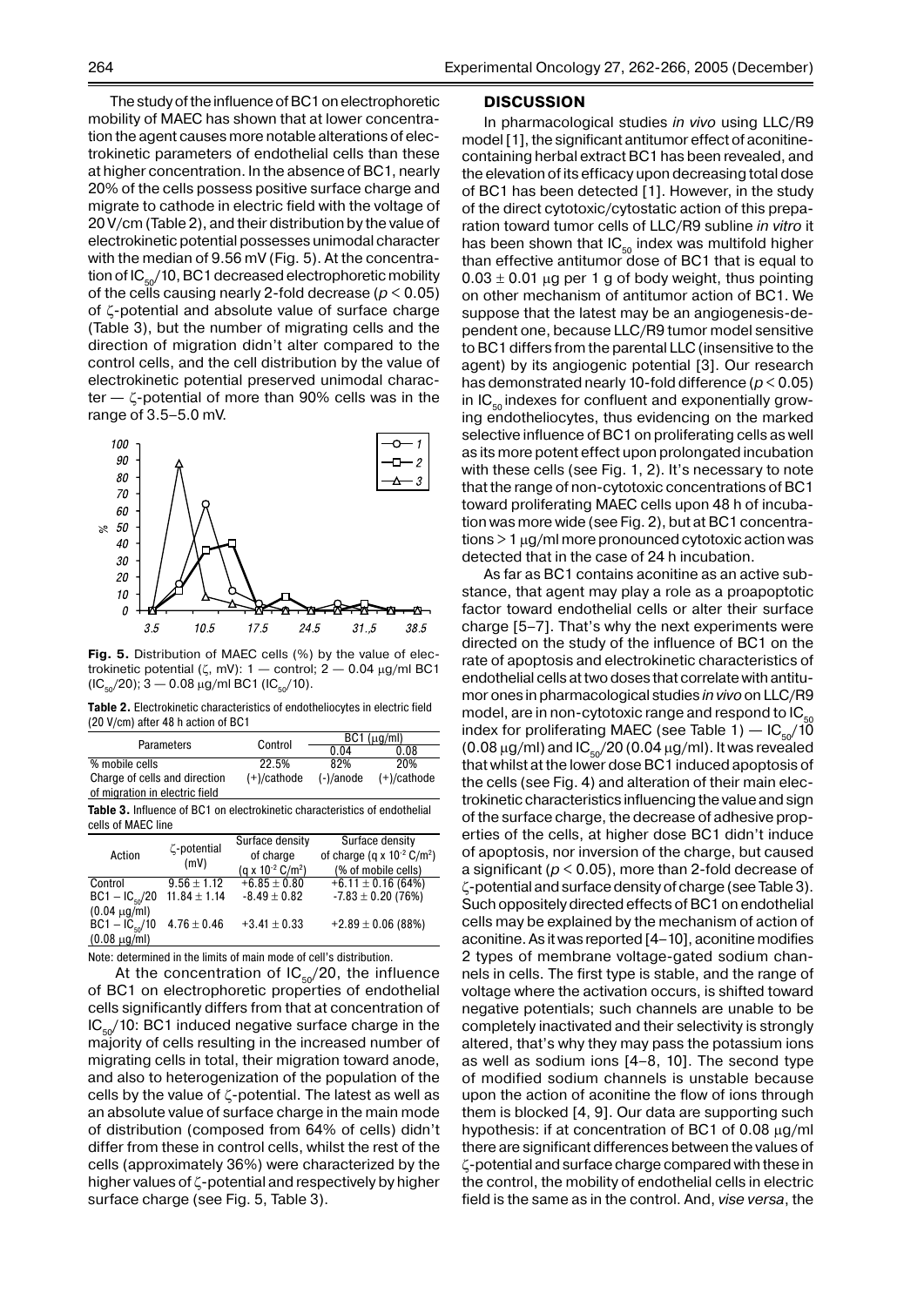The study of the influence of BC1 on electrophoretic mobility of MAEC has shown that at lower concentration the agent causes more notable alterations of electrokinetic parameters of endothelial cells than these at higher concentration. In the absence of BC1, nearly 20% of the cells possess positive surface charge and migrate to cathode in electric field with the voltage of 20 V/cm (Table 2), and their distribution by the value of electrokinetic potential possesses unimodal character with the median of 9.56 mV (Fig. 5). At the concentration of $IC_{50}/10$, BC1 decreased electrophoretic mobility of the cells causing nearly 2-fold decrease ($p < 0.05$) of ζ-potential and absolute value of surface charge (Table 3), but the number of migrating cells and the direction of migration didn't alter compared to the control cells, and the cell distribution by the value of electrokinetic potential preserved unimodal character — ζ-potential of more than 90% cells was in the range of 3.5–5.0 mV.

**Fig. 5.** Distribution of MAEC cells (%) by the value of electrokinetic potential (ζ, mV): 1 — control; 2 — 0.04 μg/ml BC1 ($IC_{50}/20$); 3 — 0.08 μg/ml BC1 ($IC_{50}/10$).

**Table 2.** Electrokinetic characteristics of endotheliocytes in electric field (20 V/cm) after 48 h action of BC1

| Parameters | Control | BC1 (μg/ml) | |
|---|---|---|---|
| | | 0.04 | 0.08 |
| % mobile cells | 22.5% | 82% | 20% |
| Charge of cells and direction of migration in electric field | (+)/cathode | (-)/anode | (+)/cathode |

**Table 3.** Influence of BC1 on electrokinetic characteristics of endothelial cells of MAEC line

| Action | ζ-potential (mV) | Surface density of charge ($q \times 10^{-2}$ C/m$^2$) | Surface density of charge ($q \times 10^{-2}$ C/m$^2$) (% of mobile cells) |
|---|---|---|---|
| Control | 9.56 ± 1.12 | +6.85 ± 0.80 | +6.11 ± 0.16 (64%) |
| BC1 – $IC_{50}/20$ (0.04 μg/ml) | 11.84 ± 1.14 | -8.49 ± 0.82 | -7.83 ± 0.20 (76%) |
| BC1 – $IC_{50}/10$ (0.08 μg/ml) | 4.76 ± 0.46 | +3.41 ± 0.33 | +2.89 ± 0.06 (88%) |

Note: determined in the limits of main mode of cell's distribution.

At the concentration of $IC_{50}/20$, the influence of BC1 on electrophoretic properties of endothelial cells significantly differs from that at concentration of $IC_{50}/10$: BC1 induced negative surface charge in the majority of cells resulting in the increased number of migrating cells in total, their migration toward anode, and also to heterogenization of the population of the cells by the value of ζ-potential. The latest as well as an absolute value of surface charge in the main mode of distribution (composed from 64% of cells) didn't differ from these in control cells, whilst the rest of the cells (approximately 36%) were characterized by the higher values of ζ-potential and respectively by higher surface charge (see Fig. 5, Table 3).

## DISCUSSION

In pharmacological studies *in vivo* using LLC/R9 model [1], the significant antitumor effect of aconitine-containing herbal extract BC1 has been revealed, and the elevation of its efficacy upon decreasing total dose of BC1 has been detected [1]. However, in the study of the direct cytotoxic/cytostatic action of this preparation toward tumor cells of LLC/R9 subline *in vitro* it has been shown that $IC_{50}$ index was multifold higher than effective antitumor dose of BC1 that is equal to 0.03 ± 0.01 μg per 1 g of body weight, thus pointing on other mechanism of antitumor action of BC1. We suppose that the latest may be an angiogenesis-dependent one, because LLC/R9 tumor model sensitive to BC1 differs from the parental LLC (insensitive to the agent) by its angiogenic potential [3]. Our research has demonstrated nearly 10-fold difference ($p < 0.05$) in $IC_{50}$ indexes for confluent and exponentially growing endotheliocytes, thus evidencing on the marked selective influence of BC1 on proliferating cells as well as its more potent effect upon prolongated incubation with these cells (see Fig. 1, 2). It's necessary to note that the range of non-cytotoxic concentrations of BC1 toward proliferating MAEC cells upon 48 h of incubation was more wide (see Fig. 2), but at BC1 concentrations > 1 μg/ml more pronounced cytotoxic action was detected that in the case of 24 h incubation.

As far as BC1 contains aconitine as an active substance, that agent may play a role as a proapoptotic factor toward endothelial cells or alter their surface charge [5–7]. That's why the next experiments were directed on the study of the influence of BC1 on the rate of apoptosis and electrokinetic characteristics of endothelial cells at two doses that correlate with antitumor ones in pharmacological studies *in vivo* on LLC/R9 model, are in non-cytotoxic range and respond to $IC_{50}$ index for proliferating MAEC (see Table 1) — $IC_{50}/10$ (0.08 μg/ml) and $IC_{50}/20$ (0.04 μg/ml). It was revealed that whilst at the lower dose BC1 induced apoptosis of the cells (see Fig. 4) and alteration of their main electrokinetic characteristics influencing the value and sign of the surface charge, the decrease of adhesive properties of the cells, at higher dose BC1 didn't induce of apoptosis, nor inversion of the charge, but caused a significant ($p < 0.05$), more than 2-fold decrease of ζ-potential and surface density of charge (see Table 3). Such oppositely directed effects of BC1 on endothelial cells may be explained by the mechanism of action of aconitine. As it was reported [4–10], aconitine modifies 2 types of membrane voltage-gated sodium channels in cells. The first type is stable, and the range of voltage where the activation occurs, is shifted toward negative potentials; such channels are unable to be completely inactivated and their selectivity is strongly altered, that's why they may pass the potassium ions as well as sodium ions [4–8, 10]. The second type of modified sodium channels is unstable because upon the action of aconitine the flow of ions through them is blocked [4, 9]. Our data are supporting such hypothesis: if at concentration of BC1 of 0.08 μg/ml there are significant differences between the values of ζ-potential and surface charge compared with these in the control, the mobility of endothelial cells in electric field is the same as in the control. And, *vise versa*, the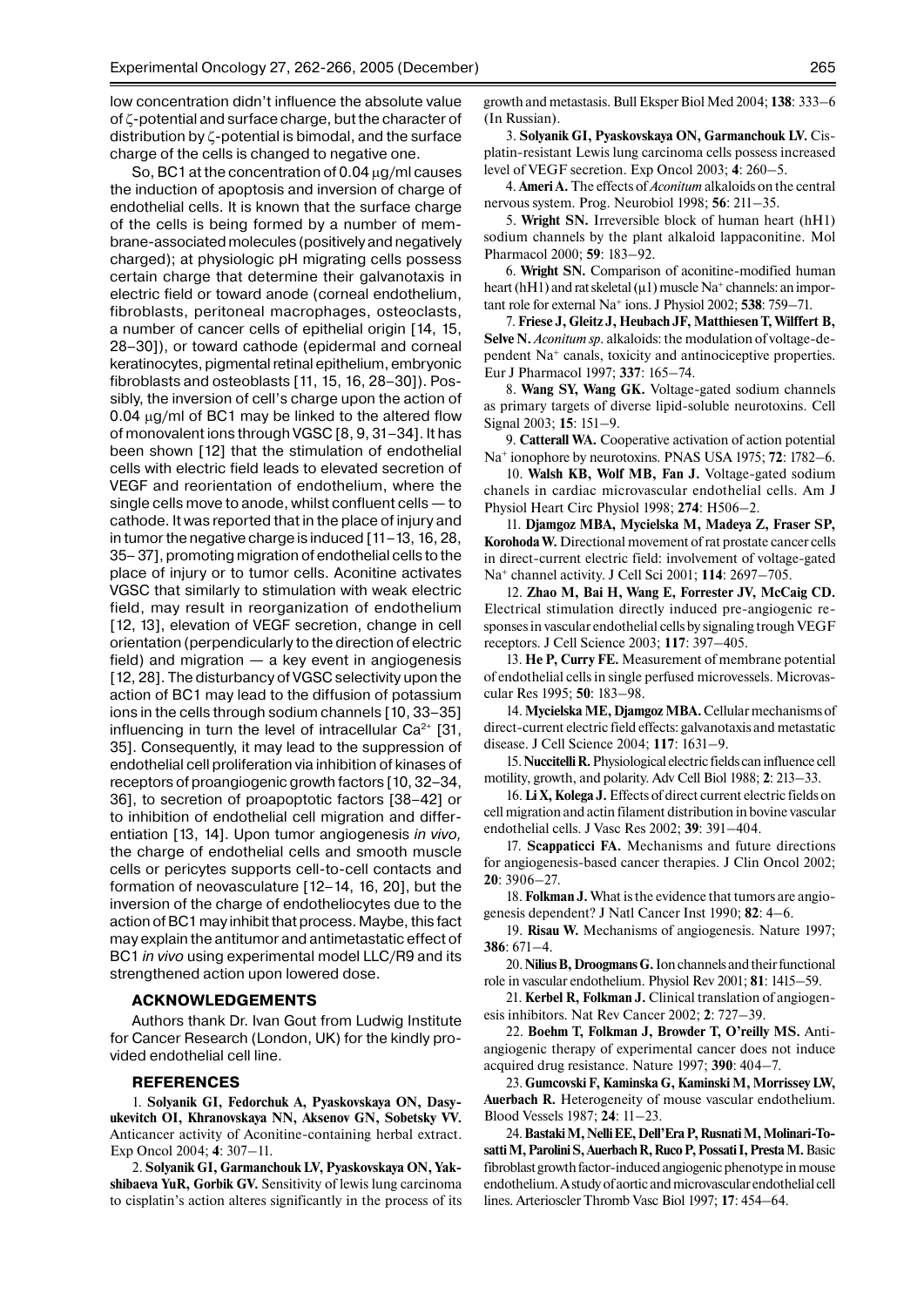low concentration didn't influence the absolute value of ζ-potential and surface charge, but the character of distribution by ζ-potential is bimodal, and the surface charge of the cells is changed to negative one.

So, BC1 at the concentration of 0.04 μg/ml causes the induction of apoptosis and inversion of charge of endothelial cells. It is known that the surface charge of the cells is being formed by a number of membrane-associated molecules (positively and negatively charged); at physiologic pH migrating cells possess certain charge that determine their galvanotaxis in electric field or toward anode (corneal endothelium, fibroblasts, peritoneal macrophages, osteoclasts, a number of cancer cells of epithelial origin [14, 15, 28–30]), or toward cathode (epidermal and corneal keratinocytes, pigmental retinal epithelium, embryonic fibroblasts and osteoblasts [11, 15, 16, 28–30]). Possibly, the inversion of cell's charge upon the action of 0.04 μg/ml of BC1 may be linked to the altered flow of monovalent ions through VGSC [8, 9, 31–34]. It has been shown [12] that the stimulation of endothelial cells with electric field leads to elevated secretion of VEGF and reorientation of endothelium, where the single cells move to anode, whilst confluent cells — to cathode. It was reported that in the place of injury and in tumor the negative charge is induced [11–13, 16, 28, 35–37], promoting migration of endothelial cells to the place of injury or to tumor cells. Aconitine activates VGSC that similarly to stimulation with weak electric field, may result in reorganization of endothelium [12, 13], elevation of VEGF secretion, change in cell orientation (perpendicularly to the direction of electric field) and migration — a key event in angiogenesis [12, 28]. The disturbancy of VGSC selectivity upon the action of BC1 may lead to the diffusion of potassium ions in the cells through sodium channels [10, 33–35] influencing in turn the level of intracellular $Ca^{2+}$ [31, 35]. Consequently, it may lead to the suppression of endothelial cell proliferation via inhibition of kinases of receptors of proangiogenic growth factors [10, 32–34, 36], to secretion of proapoptotic factors [38–42] or to inhibition of endothelial cell migration and differentiation [13, 14]. Upon tumor angiogenesis *in vivo,* the charge of endothelial cells and smooth muscle cells or pericytes supports cell-to-cell contacts and formation of neovasculature [12–14, 16, 20], but the inversion of the charge of endotheliocytes due to the action of BC1 may inhibit that process. Maybe, this fact may explain the antitumor and antimetastatic effect of BC1 *in vivo* using experimental model LLC/R9 and its strengthened action upon lowered dose.

## ACKNOWLEDGEMENTS

Authors thank Dr. Ivan Gout from Ludwig Institute for Cancer Research (London, UK) for the kindly provided endothelial cell line.

## REFERENCES

1. **Solyanik GI, Fedorchuk A, Pyaskovskaya ON, Dasyukevitch OI, Khranovskaya NN, Aksenov GN, Sobetsky VV.** Anticancer activity of Aconitine-containing herbal extract. Exp Oncol 2004; **4**: 307–11.

2. **Solyanik GI, Garmanchouk LV, Pyaskovskaya ON, Yakshibaeva YuR, Gorbik GV.** Sensitivity of lewis lung carcinoma to cisplatin's action alteres significantly in the process of its growth and metastasis. Bull Eksper Biol Med 2004; **138**: 333–6 (In Russian).

3. **Solyanik GI, Pyaskovskaya ON, Garmanchouk LV.** Cisplatin-resistant Lewis lung carcinoma cells possess increased level of VEGF secretion. Exp Oncol 2003; **4**: 260–5.

4. **Ameri A.** The effects of *Aconitum* alkaloids on the central nervous system. Prog. Neurobiol 1998; **56**: 211–35.

5. **Wright SN.** Irreversible block of human heart (hH1) sodium channels by the plant alkaloid lappaconitine. Mol Pharmacol 2000; **59**: 183–92.

6. **Wright SN.** Comparison of aconitine-modified human heart (hH1) and rat skeletal (μ1) muscle $Na^+$ channels: an important role for external $Na^+$ ions. J Physiol 2002; **538**: 759–71.

7. **Friese J, Gleitz J, Heubach JF, Matthiesen T, Wilffert B, Selve N.** *Aconitum sp.* alkaloids: the modulation of voltage-dependent $Na^+$ canals, toxicity and antinociceptive properties. Eur J Pharmacol 1997; **337**: 165–74.

8. **Wang SY, Wang GK.** Voltage-gated sodium channels as primary targets of diverse lipid-soluble neurotoxins. Cell Signal 2003; **15**: 151–9.

9. **Catterall WA.** Cooperative activation of action potential $Na^+$ ionophore by neurotoxins. PNAS USA 1975; **72**: 1782–6.

10. **Walsh KB, Wolf MB, Fan J.** Voltage-gated sodium chanels in cardiac microvascular endothelial cells. Am J Physiol Heart Circ Physiol 1998; **274**: H506–2.

11. **Djamgoz MBA, Mycielska M, Madeya Z, Fraser SP, Korohoda W.** Directional movement of rat prostate cancer cells in direct-current electric field: involvement of voltage-gated $Na^+$ channel activity. J Cell Sci 2001; **114**: 2697–705.

12. **Zhao M, Bai H, Wang E, Forrester JV, McCaig CD.** Electrical stimulation directly induced pre-angiogenic responses in vascular endothelial cells by signaling trough VEGF receptors. J Cell Science 2003; **117**: 397–405.

13. **He P, Curry FE.** Measurement of membrane potential of endothelial cells in single perfused microvessels. Microvascular Res 1995; **50**: 183–98.

14. **Mycielska ME, Djamgoz MBA.** Cellular mechanisms of direct-current electric field effects: galvanotaxis and metastatic disease. J Cell Science 2004; **117**: 1631–9.

15. **Nuccitelli R.** Physiological electric fields can influence cell motility, growth, and polarity. Adv Cell Biol 1988; **2**: 213–33.

16. **Li X, Kolega J.** Effects of direct current electric fields on cell migration and actin filament distribution in bovine vascular endothelial cells. J Vasc Res 2002; **39**: 391–404.

17. **Scappaticci FA.** Mechanisms and future directions for angiogenesis-based cancer therapies. J Clin Oncol 2002; **20**: 3906–27.

18. **Folkman J.** What is the evidence that tumors are angiogenesis dependent? J Natl Cancer Inst 1990; **82**: 4–6.

19. **Risau W.** Mechanisms of angiogenesis. Nature 1997; **386**: 671–4.

20. **Nilius B, Droogmans G.** Ion channels and their functional role in vascular endothelium. Physiol Rev 2001; **81**: 1415–59.

21. **Kerbel R, Folkman J.** Clinical translation of angiogenesis inhibitors. Nat Rev Cancer 2002; **2**: 727–39.

22. **Boehm T, Folkman J, Browder T, O'reilly MS.** Antiangiogenic therapy of experimental cancer does not induce acquired drug resistance. Nature 1997; **390**: 404–7.

23. **Gumcovski F, Kaminska G, Kaminski M, Morrissey LW, Auerbach R.** Heterogeneity of mouse vascular endothelium. Blood Vessels 1987; **24**: 11–23.

24. **Bastaki M, Nelli EE, Dell'Era P, Rusnati M, Molinari-Tosatti M, Parolini S, Auerbach R, Ruco P, Possati I, Presta M.** Basic fibroblast growth factor-induced angiogenic phenotype in mouse endothelium. A study of aortic and microvascular endothelial cell lines. Arterioscler Thromb Vasc Biol 1997; **17**: 454–64.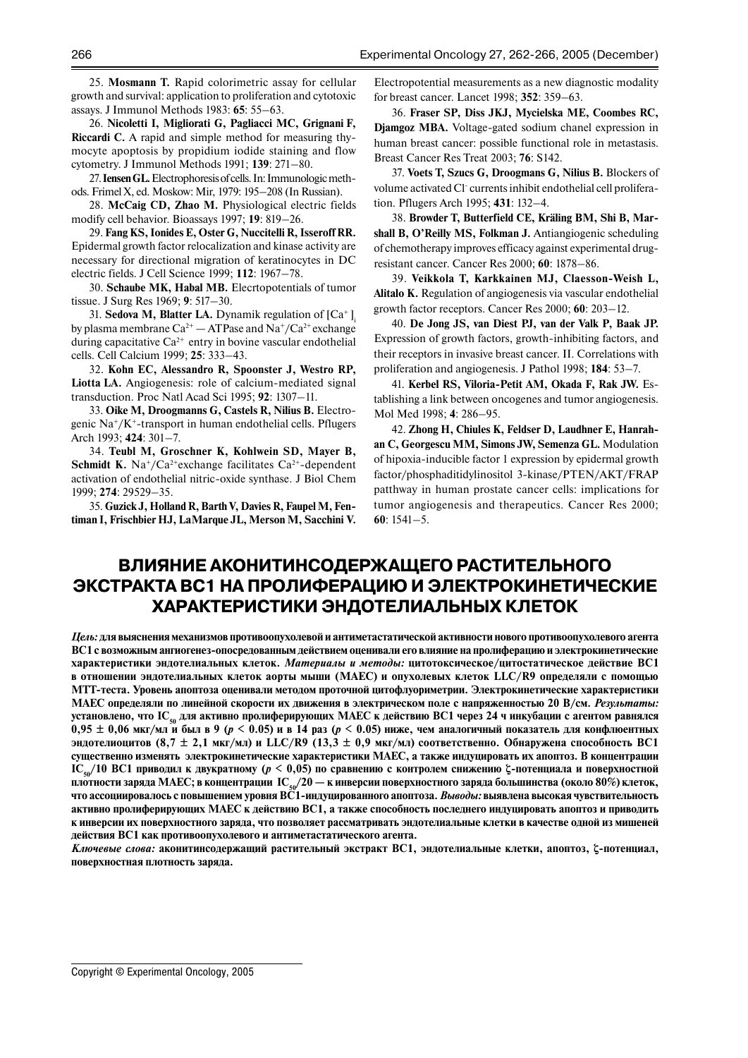25. **Mosmann T.** Rapid colorimetric assay for cellular growth and survival: application to proliferation and cytotoxic assays. J Immunol Methods 1983: **65**: 55–63.

26. **Nicoletti I, Migliorati G, Pagliacci MC, Grignani F, Riccardi C.** A rapid and simple method for measuring thymocyte apoptosis by propidium iodide staining and flow cytometry. J Immunol Methods 1991; **139**: 271–80.

27. **Iensen GL.** Electrophoresis of cells. In: Immunologic methods. Frimel X, ed. Moskow: Mir, 1979: 195–208 (In Russian).

28. **McCaig CD, Zhao M.** Physiological electric fields modify cell behavior. Bioassays 1997; **19**: 819–26.

29. **Fang KS, Ionides E, Oster G, Nuccitelli R, Isseroff RR.** Epidermal growth factor relocalization and kinase activity are necessary for directional migration of keratinocytes in DC electric fields. J Cell Science 1999; **112**: 1967–78.

30. **Schaube MK, Habal MB.** Elecrtopotentials of tumor tissue. J Surg Res 1969; **9**: 517–30.

31. **Sedova M, Blatter LA.** Dynamik regulation of $[Ca^+]_i$ by plasma membrane $Ca^{2+}$ — ATPase and $Na^+/Ca^{2+}$ exchange during capacitative $Ca^{2+}$ entry in bovine vascular endothelial cells. Cell Calcium 1999; **25**: 333–43.

32. **Kohn EC, Alessandro R, Spoonster J, Westro RP, Liotta LA.** Angiogenesis: role of calcium-mediated signal transduction. Proc Natl Acad Sci 1995; **92**: 1307–11.

33. **Oike M, Droogmanns G, Castels R, Nilius B.** Electrogenic $Na^+/K^+$-transport in human endothelial cells. Pflugers Arch 1993; **424**: 301–7.

34. **Teubl M, Groschner K, Kohlwein SD, Mayer B, Schmidt K.** $Na^+/Ca^{2+}$exchange facilitates $Ca^{2+}$-dependent activation of endothelial nitric-oxide synthase. J Biol Chem 1999; **274**: 29529–35.

35. **Guzick J, Holland R, Barth V, Davies R, Faupel M, Fentiman I, Frischbier HJ, LaMarque JL, Merson M, Sacchini V.** Electropotential measurements as a new diagnostic modality for breast cancer. Lancet 1998; **352**: 359–63.

36. **Fraser SP, Diss JKJ, Mycielska ME, Coombes RC, Djamgoz MBA.** Voltage-gated sodium chanel expression in human breast cancer: possible functional role in metastasis. Breast Cancer Res Treat 2003; **76**: S142.

37. **Voets T, Szucs G, Droogmans G, Nilius B.** Blockers of volume activated $Cl^-$ currents inhibit endothelial cell proliferation. Pflugers Arch 1995; **431**: 132–4.

38. **Browder T, Butterfield CE, Kräling BM, Shi B, Marshall B, O'Reilly MS, Folkman J.** Antiangiogenic scheduling of chemotherapy improves efficacy against experimental drug-resistant cancer. Cancer Res 2000; **60**: 1878–86.

39. **Veikkola T, Karkkainen MJ, Claesson-Weish L, Alitalo K.** Regulation of angiogenesis via vascular endothelial growth factor receptors. Cancer Res 2000; **60**: 203–12.

40. **De Jong JS, van Diest PJ, van der Valk P, Baak JP.** Expression of growth factors, growth-inhibiting factors, and their receptors in invasive breast cancer. II. Correlations with proliferation and angiogenesis. J Pathol 1998; **184**: 53–7.

41. **Kerbel RS, Viloria-Petit AM, Okada F, Rak JW.** Establishing a link between oncogenes and tumor angiogenesis. Mol Med 1998; **4**: 286–95.

42. **Zhong H, Chiules K, Feldser D, Laudhner E, Hanrahan C, Georgescu MM, Simons JW, Semenza GL.** Modulation of hypoxia-inducible factor 1 expression by epidermal growth factor/phosphaditidylinositol 3-kinase/PTEN/AKT/FRAP patthway in human prostate cancer cells: implications for tumor angiogenesis and therapeutics. Cancer Res 2000; **60**: 1541–5.

# ВЛИЯНИЕ АКОНИТИНСОДЕРЖАЩЕГО РАСТИТЕЛЬНОГО ЭКСТРАКТА BC1 НА ПРОЛИФЕРАЦИЮ И ЭЛЕКТРОКИНЕТИЧЕСКИЕ ХАРАКТЕРИСТИКИ ЭНДОТЕЛИАЛЬНЫХ КЛЕТОК

***Цель:*** **для выяснения механизмов противоопухолевой и антиметастатической активности нового противоопухолевого агента BC1 с возможным ангиогенез-опосредованным действием оценивали его влияние на пролиферацию и электрокинетические характеристики эндотелиальных клеток.** ***Материалы и методы:*** **цитотоксическое/цитостатическое действие BC1 в отношении эндотелиальных клеток аорты мыши (MAEC) и опухолевых клеток LLC/R9 определяли с помощью МТТ-теста. Уровень апоптоза оценивали методом проточной цитофлуориметрии. Электрокинетические характеристики MAEC определяли по линейной скорости их движения в электрическом поле с напряженностью 20 В/см.** ***Результаты:*** **установлено, что $IC_{50}$ для активно пролиферирующих MAEC к действию BC1 через 24 ч инкубации с агентом равнялся 0,95 ± 0,06 мкг/мл и был в 9 ($p < 0.05$) и в 14 раз ($p < 0.05$) ниже, чем аналогичный показатель для конфлюентных эндотелиоцитов (8,7 ± 2,1 мкг/мл) и LLC/R9 (13,3 ± 0,9 мкг/мл) соответственно. Обнаружена способность BC1 существенно изменять электрокинетические характеристики MAEC, а также индуцировать их апоптоз. В концентрации $IC_{50}/10$ BC1 приводил к двукратному ($p < 0,05$) по сравнению с контролем снижению ζ-потенциала и поверхностной плотности заряда MAEC; в концентрации $IC_{50}/20$ — к инверсии поверхностного заряда большинства (около 80%) клеток, что ассоциировалось с повышением уровня BC1-индуцированного апоптоза.** ***Выводы:*** **выявлена высокая чувствительность активно пролиферирующих MAEC к действию BC1, а также способность последнего индуцировать апоптоз и приводить к инверсии их поверхностного заряда, что позволяет рассматривать эндотелиальные клетки в качестве одной из мишеней действия BC1 как противоопухолевого и антиметастатического агента.**

***Ключевые слова:*** **аконитинсодержащий растительный экстракт BC1, эндотелиальные клетки, апоптоз, ζ-потенциал, поверхностная плотность заряда.**

Copyright © Experimental Oncology, 2005